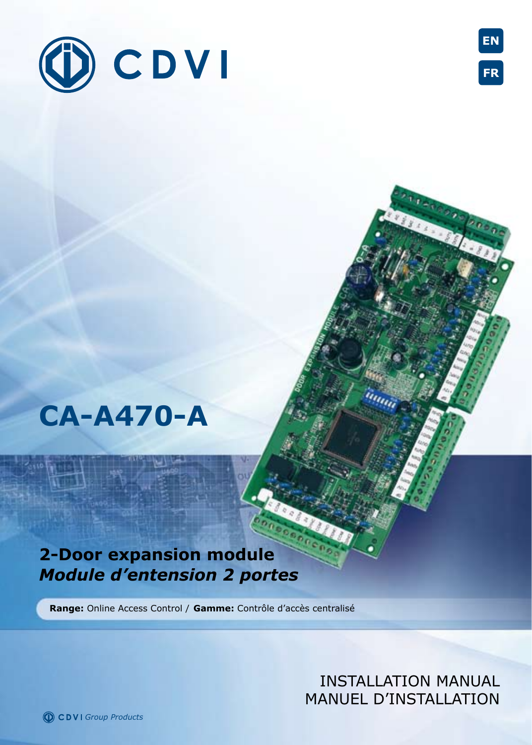CDVI

EN

FR

# CA-A470-A

## 2-Door expansion module
## *Module d'entension 2 portes*

**Range:** Online Access Control / **Gamme:** Contrôle d'accès centralisé

INSTALLATION MANUAL
MANUEL D'INSTALLATION

CDVI *Group Products*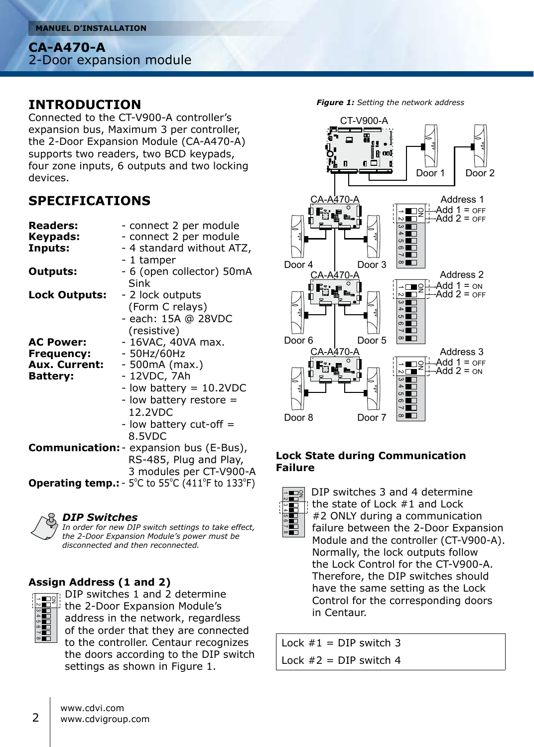# CA-A470-A
2-Door expansion module

## INTRODUCTION

Connected to the CT-V900-A controller's expansion bus, Maximum 3 per controller, the 2-Door Expansion Module (CA-A470-A) supports two readers, two BCD keypads, four zone inputs, 6 outputs and two locking devices.

## SPECIFICATIONS

| | |
|---|---|
| **Readers:** | - connect 2 per module |
| **Keypads:** | - connect 2 per module |
| **Inputs:** | - 4 standard without ATZ, |
| | - 1 tamper |
| **Outputs:** | - 6 (open collector) 50mA Sink |
| **Lock Outputs:** | - 2 lock outputs (Form C relays) |
| | - each: 15A @ 28VDC (resistive) |
| **AC Power:** | - 16VAC, 40VA max. |
| **Frequency:** | - 50Hz/60Hz |
| **Aux. Current:** | - 500mA (max.) |
| **Battery:** | - 12VDC, 7Ah |
| | - low battery = 10.2VDC |
| | - low battery restore = 12.2VDC |
| | - low battery cut-off = 8.5VDC |
| **Communication:** | - expansion bus (E-Bus), RS-485, Plug and Play, 3 modules per CT-V900-A |
| **Operating temp.:** | - 5°C to 55°C (411°F to 133°F) |

***DIP Switches***

*In order for new DIP switch settings to take effect, the 2-Door Expansion Module's power must be disconnected and then reconnected.*

### Assign Address (1 and 2)

DIP switches 1 and 2 determine the 2-Door Expansion Module's address in the network, regardless of the order that they are connected to the controller. Centaur recognizes the doors according to the DIP switch settings as shown in Figure 1.

***Figure 1:*** *Setting the network address*

CT-V900-A: Door 1, Door 2

CA-A470-A: Door 4, Door 3 — Address 1: Add 1 = OFF, Add 2 = OFF

CA-A470-A: Door 6, Door 5 — Address 2: Add 1 = ON, Add 2 = OFF

CA-A470-A: Door 8, Door 7 — Address 3: Add 1 = OFF, Add 2 = ON

### Lock State during Communication Failure

DIP switches 3 and 4 determine the state of Lock #1 and Lock #2 ONLY during a communication failure between the 2-Door Expansion Module and the controller (CT-V900-A). Normally, the lock outputs follow the Lock Control for the CT-V900-A. Therefore, the DIP switches should have the same setting as the Lock Control for the corresponding doors in Centaur.

| |
|---|
| Lock #1 = DIP switch 3 |
| Lock #2 = DIP switch 4 |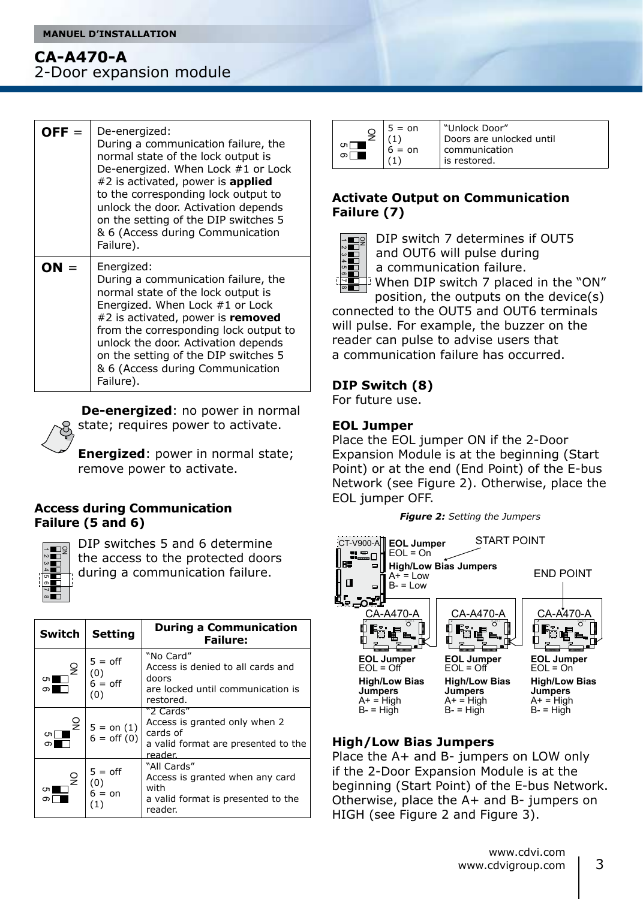| | |
|---|---|
| **OFF** = | De-energized: During a communication failure, the normal state of the lock output is De-energized. When Lock #1 or Lock #2 is activated, power is **applied** to the corresponding lock output to unlock the door. Activation depends on the setting of the DIP switches 5 & 6 (Access during Communication Failure). |
| **ON** = | Energized: During a communication failure, the normal state of the lock output is Energized. When Lock #1 or Lock #2 is activated, power is **removed** from the corresponding lock output to unlock the door. Activation depends on the setting of the DIP switches 5 & 6 (Access during Communication Failure). |

**De-energized**: no power in normal state; requires power to activate.

**Energized**: power in normal state; remove power to activate.

## Access during Communication Failure (5 and 6)

DIP switches 5 and 6 determine the access to the protected doors during a communication failure.

| Switch | Setting | During a Communication Failure: |
|---|---|---|
| | 5 = off (0) 6 = off (0) | "No Card" Access is denied to all cards and doors are locked until communication is restored. |
| | 5 = on (1) 6 = off (0) | "2 Cards" Access is granted only when 2 cards of a valid format are presented to the reader. |
| | 5 = off (0) 6 = on (1) | "All Cards" Access is granted when any card with a valid format is presented to the reader. |
| | 5 = on (1) 6 = on (1) | "Unlock Door" Doors are unlocked until communication is restored. |

## Activate Output on Communication Failure (7)

DIP switch 7 determines if OUT5 and OUT6 will pulse during a communication failure. When DIP switch 7 placed in the "ON" position, the outputs on the device(s) connected to the OUT5 and OUT6 terminals will pulse. For example, the buzzer on the reader can pulse to advise users that a communication failure has occurred.

## DIP Switch (8)

For future use.

## EOL Jumper

Place the EOL jumper ON if the 2-Door Expansion Module is at the beginning (Start Point) or at the end (End Point) of the E-bus Network (see Figure 2). Otherwise, place the EOL jumper OFF.

***Figure 2:*** *Setting the Jumpers*

CT-V900-A — **EOL Jumper** EOL = On; **High/Low Bias Jumpers** A+ = Low, B- = Low — START POINT

CA-A470-A — **EOL Jumper** EOL = Off; **High/Low Bias Jumpers** A+ = High, B- = High

CA-A470-A — **EOL Jumper** EOL = Off; **High/Low Bias Jumpers** A+ = High, B- = High

CA-A470-A — **EOL Jumper** EOL = On; **High/Low Bias Jumpers** A+ = High, B- = High — END POINT

## High/Low Bias Jumpers

Place the A+ and B- jumpers on LOW only if the 2-Door Expansion Module is at the beginning (Start Point) of the E-bus Network. Otherwise, place the A+ and B- jumpers on HIGH (see Figure 2 and Figure 3).

www.cdvi.com
www.cdvigroup.com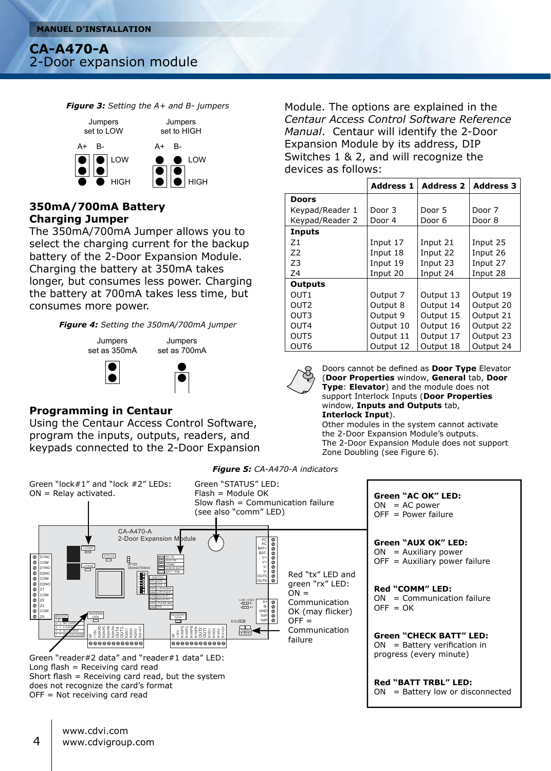*Figure 3: Setting the A+ and B- jumpers*

Jumpers set to LOW — Jumpers set to HIGH

A+ B- LOW HIGH

## 350mA/700mA Battery Charging Jumper

The 350mA/700mA Jumper allows you to select the charging current for the backup battery of the 2-Door Expansion Module. Charging the battery at 350mA takes longer, but consumes less power. Charging the battery at 700mA takes less time, but consumes more power.

*Figure 4: Setting the 350mA/700mA jumper*

Jumpers set as 350mA — Jumpers set as 700mA

## Programming in Centaur

Using the Centaur Access Control Software, program the inputs, outputs, readers, and keypads connected to the 2-Door Expansion Module. The options are explained in the *Centaur Access Control Software Reference Manual*. Centaur will identify the 2-Door Expansion Module by its address, DIP Switches 1 & 2, and will recognize the devices as follows:

| | Address 1 | Address 2 | Address 3 |
|---|---|---|---|
| **Doors** | | | |
| Keypad/Reader 1 | Door 3 | Door 5 | Door 7 |
| Keypad/Reader 2 | Door 4 | Door 6 | Door 8 |
| **Inputs** | | | |
| Z1 | Input 17 | Input 21 | Input 25 |
| Z2 | Input 18 | Input 22 | Input 26 |
| Z3 | Input 19 | Input 23 | Input 27 |
| Z4 | Input 20 | Input 24 | Input 28 |
| **Outputs** | | | |
| OUT1 | Output 7 | Output 13 | Output 19 |
| OUT2 | Output 8 | Output 14 | Output 20 |
| OUT3 | Output 9 | Output 15 | Output 21 |
| OUT4 | Output 10 | Output 16 | Output 22 |
| OUT5 | Output 11 | Output 17 | Output 23 |
| OUT6 | Output 12 | Output 18 | Output 24 |

Doors cannot be defined as **Door Type** Elevator (**Door Properties** window, **General** tab, **Door Type**: **Elevator**) and the module does not support Interlock Inputs (**Door Properties** window, **Inputs and Outputs** tab, **Interlock Input**).
Other modules in the system cannot activate the 2-Door Expansion Module's outputs.
The 2-Door Expansion Module does not support Zone Doubling (see Figure 6).

*Figure 5: CA-A470-A indicators*

Green "lock#1" and "lock #2" LEDs:
ON = Relay activated.

Green "STATUS" LED:
Flash = Module OK
Slow flash = Communication failure (see also "comm" LED)

Red "tx" LED and green "rx" LED:
ON = Communication OK (may flicker)
OFF = Communication failure

Green "reader#2 data" and "reader#1 data" LED:
Long flash = Receiving card read
Short flash = Receiving card read, but the system does not recognize the card's format
OFF = Not receiving card read

**Green "AC OK" LED:**
ON = AC power
OFF = Power failure

**Green "AUX OK" LED:**
ON = Auxiliary power
OFF = Auxiliary power failure

**Red "COMM" LED:**
ON = Communication failure
OFF = OK

**Green "CHECK BATT" LED:**
ON = Battery verification in progress (every minute)

**Red "BATT TRBL" LED:**
ON = Battery low or disconnected

www.cdvi.com
www.cdvigroup.com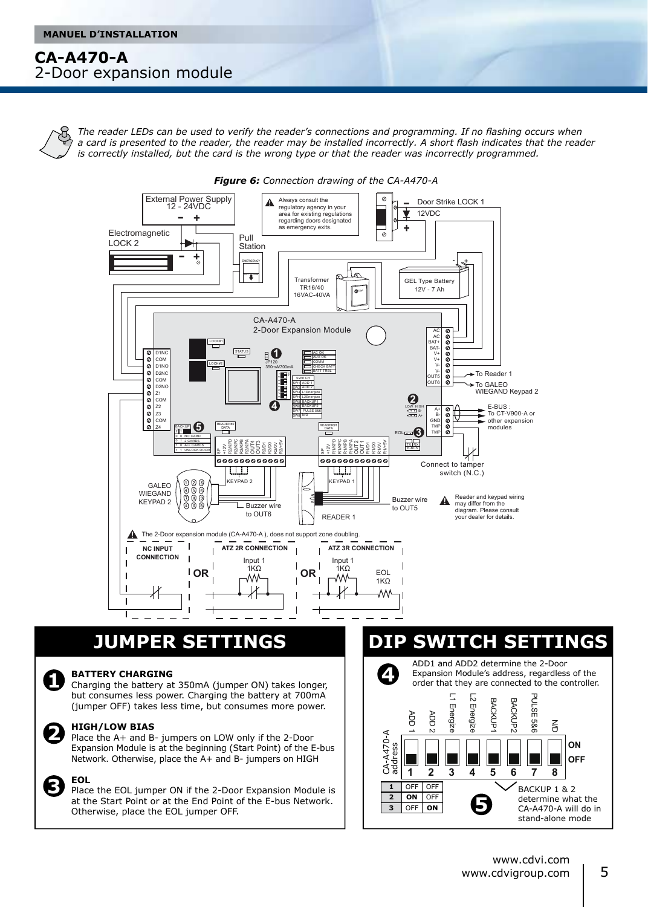# CA-A470-A
## 2-Door expansion module

*The reader LEDs can be used to verify the reader's connections and programming. If no flashing occurs when a card is presented to the reader, the reader may be installed incorrectly. A short flash indicates that the reader is correctly installed, but the card is the wrong type or that the reader was incorrectly programmed.*

***Figure 6:*** *Connection drawing of the CA-A470-A*

## JUMPER SETTINGS

**1 BATTERY CHARGING**
Charging the battery at 350mA (jumper ON) takes longer, but consumes less power. Charging the battery at 700mA (jumper OFF) takes less time, but consumes more power.

**2 HIGH/LOW BIAS**
Place the A+ and B- jumpers on LOW only if the 2-Door Expansion Module is at the beginning (Start Point) of the E-bus Network. Otherwise, place the A+ and B- jumpers on HIGH

**3 EOL**
Place the EOL jumper ON if the 2-Door Expansion Module is at the Start Point or at the End Point of the E-bus Network. Otherwise, place the EOL jumper OFF.

## DIP SWITCH SETTINGS

**4** ADD1 and ADD2 determine the 2-Door Expansion Module's address, regardless of the order that they are connected to the controller.

| 1 | 2 | 3 | 4 | 5 | 6 | 7 | 8 |
|---|---|---|---|---|---|---|---|
| ADD 1 | ADD 2 | L1 Energize | L2 Energize | BACKUP1 | BACKUP2 | PULSE 5&6 | N/D |

| CA-A470-A address | ADD 1 | ADD 2 |
|---|---|---|
| 1 | OFF | OFF |
| 2 | ON | OFF |
| 3 | OFF | ON |

**5** BACKUP 1 & 2 determine what the CA-A470-A will do in stand-alone mode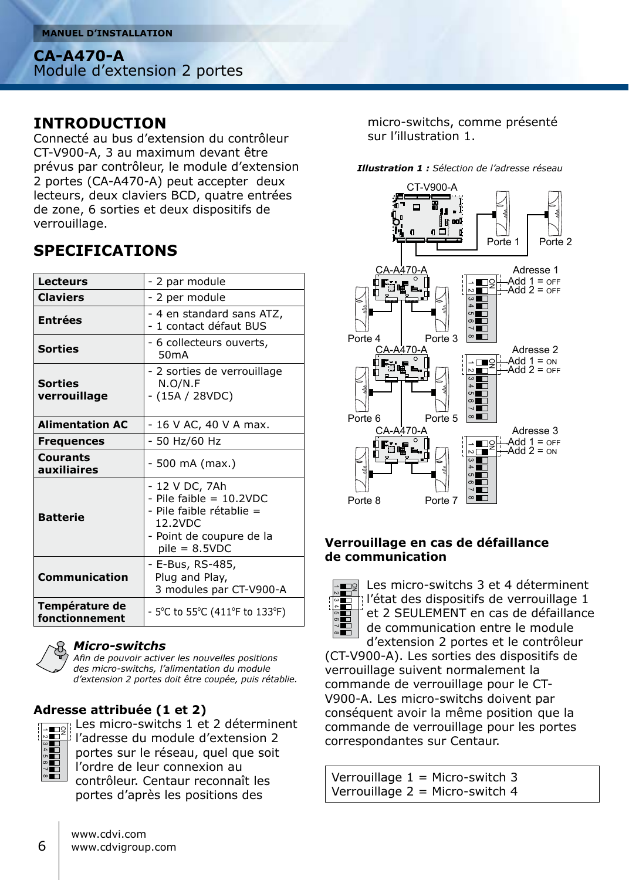**MANUEL D'INSTALLATION**

# CA-A470-A
Module d'extension 2 portes

## INTRODUCTION

Connecté au bus d'extension du contrôleur CT-V900-A, 3 au maximum devant être prévus par contrôleur, le module d'extension 2 portes (CA-A470-A) peut accepter deux lecteurs, deux claviers BCD, quatre entrées de zone, 6 sorties et deux dispositifs de verrouillage.

## SPECIFICATIONS

| | |
|---|---|
| **Lecteurs** | - 2 par module |
| **Claviers** | - 2 per module |
| **Entrées** | - 4 en standard sans ATZ,<br>- 1 contact défaut BUS |
| **Sorties** | - 6 collecteurs ouverts, 50mA |
| **Sorties verrouillage** | - 2 sorties de verrouillage N.O/N.F<br>- (15A / 28VDC) |
| **Alimentation AC** | - 16 V AC, 40 V A max. |
| **Frequences** | - 50 Hz/60 Hz |
| **Courants auxiliaires** | - 500 mA (max.) |
| **Batterie** | - 12 V DC, 7Ah<br>- Pile faible = 10.2VDC<br>- Pile faible rétablie = 12.2VDC<br>- Point de coupure de la pile = 8.5VDC |
| **Communication** | - E-Bus, RS-485, Plug and Play, 3 modules par CT-V900-A |
| **Température de fonctionnement** | - 5°C to 55°C (411°F to 133°F) |

***Micro-switchs***

*Afin de pouvoir activer les nouvelles positions des micro-switchs, l'alimentation du module d'extension 2 portes doit être coupée, puis rétablie.*

### Adresse attribuée (1 et 2)

Les micro-switchs 1 et 2 déterminent l'adresse du module d'extension 2 portes sur le réseau, quel que soit l'ordre de leur connexion au contrôleur. Centaur reconnaît les portes d'après les positions des micro-switchs, comme présenté sur l'illustration 1.

***Illustration 1 :*** *Sélection de l'adresse réseau*

CT-V900-A — Porte 1, Porte 2

CA-A470-A — Porte 4, Porte 3 — Adresse 1: Add 1 = OFF, Add 2 = OFF

CA-A470-A — Porte 6, Porte 5 — Adresse 2: Add 1 = ON, Add 2 = OFF

CA-A470-A — Porte 8, Porte 7 — Adresse 3: Add 1 = OFF, Add 2 = ON

### Verrouillage en cas de défaillance de communication

Les micro-switchs 3 et 4 déterminent l'état des dispositifs de verrouillage 1 et 2 SEULEMENT en cas de défaillance de communication entre le module d'extension 2 portes et le contrôleur (CT-V900-A). Les sorties des dispositifs de verrouillage suivent normalement la commande de verrouillage pour le CT-V900-A. Les micro-switchs doivent par conséquent avoir la même position que la commande de verrouillage pour les portes correspondantes sur Centaur.

Verrouillage 1 = Micro-switch 3
Verrouillage 2 = Micro-switch 4

www.cdvi.com
www.cdvigroup.com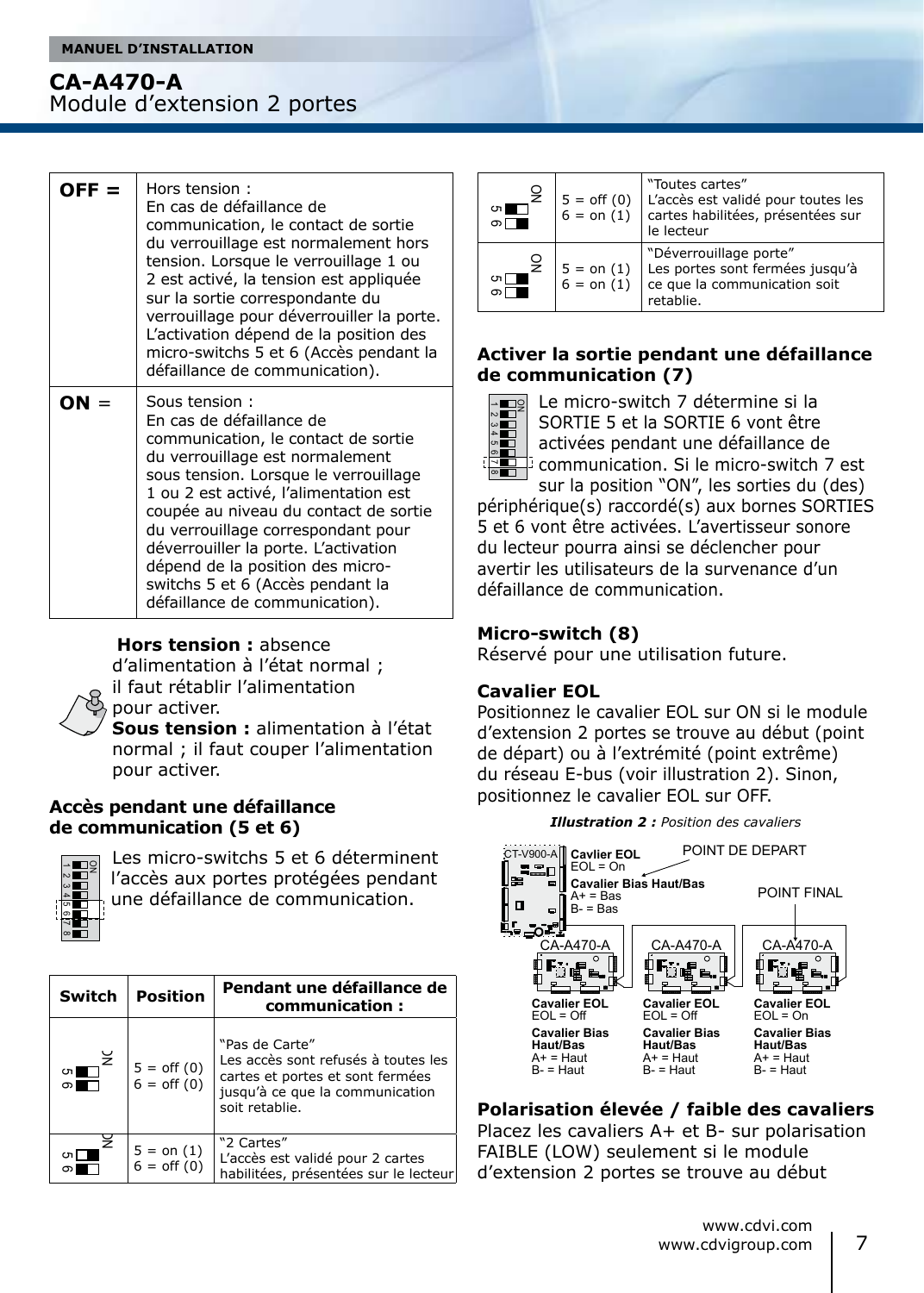| | |
|---|---|
| **OFF =** | Hors tension : En cas de défaillance de communication, le contact de sortie du verrouillage est normalement hors tension. Lorsque le verrouillage 1 ou 2 est activé, la tension est appliquée sur la sortie correspondante du verrouillage pour déverrouiller la porte. L'activation dépend de la position des micro-switchs 5 et 6 (Accès pendant la défaillance de communication). |
| **ON =** | Sous tension : En cas de défaillance de communication, le contact de sortie du verrouillage est normalement sous tension. Lorsque le verrouillage 1 ou 2 est activé, l'alimentation est coupée au niveau du contact de sortie du verrouillage correspondant pour déverrouiller la porte. L'activation dépend de la position des micro-switchs 5 et 6 (Accès pendant la défaillance de communication). |

**Hors tension :** absence d'alimentation à l'état normal ; il faut rétablir l'alimentation pour activer.
**Sous tension :** alimentation à l'état normal ; il faut couper l'alimentation pour activer.

### Accès pendant une défaillance de communication (5 et 6)

Les micro-switchs 5 et 6 déterminent l'accès aux portes protégées pendant une défaillance de communication.

| Switch | Position | Pendant une défaillance de communication : |
|---|---|---|
| 5 6 | 5 = off (0)<br>6 = off (0) | "Pas de Carte"<br>Les accès sont refusés à toutes les cartes et portes et sont fermées jusqu'à ce que la communication soit retablie. |
| 5 6 | 5 = on (1)<br>6 = off (0) | "2 Cartes"<br>L'accès est validé pour 2 cartes habilitées, présentées sur le lecteur |
| 5 6 | 5 = off (0)<br>6 = on (1) | "Toutes cartes"<br>L'accès est validé pour toutes les cartes habilitées, présentées sur le lecteur |
| 5 6 | 5 = on (1)<br>6 = on (1) | "Déverrouillage porte"<br>Les portes sont fermées jusqu'à ce que la communication soit retablie. |

### Activer la sortie pendant une défaillance de communication (7)

Le micro-switch 7 détermine si la SORTIE 5 et la SORTIE 6 vont être activées pendant une défaillance de communication. Si le micro-switch 7 est sur la position "ON", les sorties du (des) périphérique(s) raccordé(s) aux bornes SORTIES 5 et 6 vont être activées. L'avertisseur sonore du lecteur pourra ainsi se déclencher pour avertir les utilisateurs de la survenance d'un défaillance de communication.

### Micro-switch (8)

Réservé pour une utilisation future.

### Cavalier EOL

Positionnez le cavalier EOL sur ON si le module d'extension 2 portes se trouve au début (point de départ) ou à l'extrémité (point extrême) du réseau E-bus (voir illustration 2). Sinon, positionnez le cavalier EOL sur OFF.

***Illustration 2 :*** *Position des cavaliers*

CT-V900-A — Cavlier EOL: EOL = On; Cavalier Bias Haut/Bas: A+ = Bas, B- = Bas — POINT DE DEPART

CA-A470-A — Cavalier EOL: EOL = Off; Cavalier Bias Haut/Bas: A+ = Haut, B- = Haut

CA-A470-A — Cavalier EOL: EOL = Off; Cavalier Bias Haut/Bas: A+ = Haut, B- = Haut

CA-A470-A — Cavalier EOL: EOL = On; Cavalier Bias Haut/Bas: A+ = Haut, B- = Haut — POINT FINAL

### Polarisation élevée / faible des cavaliers

Placez les cavaliers A+ et B- sur polarisation FAIBLE (LOW) seulement si le module d'extension 2 portes se trouve au début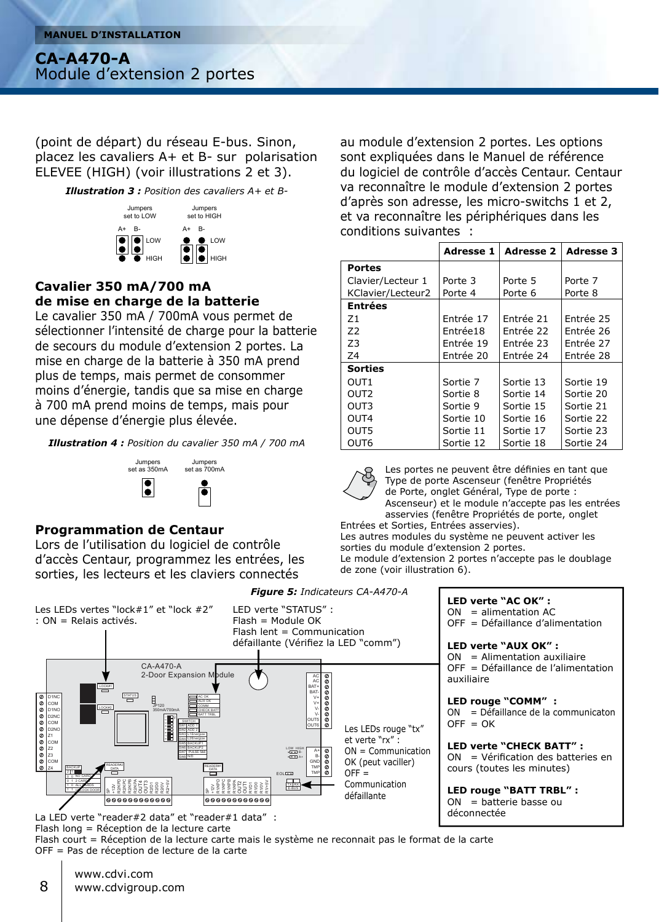(point de départ) du réseau E-bus. Sinon, placez les cavaliers A+ et B- sur polarisation ELEVEE (HIGH) (voir illustrations 2 et 3).

***Illustration 3 :*** *Position des cavaliers A+ et B-*

Jumpers set to LOW — Jumpers set to HIGH

### Cavalier 350 mA/700 mA de mise en charge de la batterie

Le cavalier 350 mA / 700mA vous permet de sélectionner l'intensité de charge pour la batterie de secours du module d'extension 2 portes. La mise en charge de la batterie à 350 mA prend plus de temps, mais permet de consommer moins d'énergie, tandis que sa mise en charge à 700 mA prend moins de temps, mais pour une dépense d'énergie plus élevée.

***Illustration 4 :*** *Position du cavalier 350 mA / 700 mA*

Jumpers set as 350mA — Jumpers set as 700mA

### Programmation de Centaur

Lors de l'utilisation du logiciel de contrôle d'accès Centaur, programmez les entrées, les sorties, les lecteurs et les claviers connectés au module d'extension 2 portes. Les options sont expliquées dans le Manuel de référence du logiciel de contrôle d'accès Centaur. Centaur va reconnaître le module d'extension 2 portes d'après son adresse, les micro-switchs 1 et 2, et va reconnaître les périphériques dans les conditions suivantes :

| | Adresse 1 | Adresse 2 | Adresse 3 |
|---|---|---|---|
| **Portes** | | | |
| Clavier/Lecteur 1 | Porte 3 | Porte 5 | Porte 7 |
| KClavier/Lecteur2 | Porte 4 | Porte 6 | Porte 8 |
| **Entrées** | | | |
| Z1 | Entrée 17 | Entrée 21 | Entrée 25 |
| Z2 | Entrée18 | Entrée 22 | Entrée 26 |
| Z3 | Entrée 19 | Entrée 23 | Entrée 27 |
| Z4 | Entrée 20 | Entrée 24 | Entrée 28 |
| **Sorties** | | | |
| OUT1 | Sortie 7 | Sortie 13 | Sortie 19 |
| OUT2 | Sortie 8 | Sortie 14 | Sortie 20 |
| OUT3 | Sortie 9 | Sortie 15 | Sortie 21 |
| OUT4 | Sortie 10 | Sortie 16 | Sortie 22 |
| OUT5 | Sortie 11 | Sortie 17 | Sortie 23 |
| OUT6 | Sortie 12 | Sortie 18 | Sortie 24 |

Les portes ne peuvent être définies en tant que Type de porte Ascenseur (fenêtre Propriétés de Porte, onglet Général, Type de porte : Ascenseur) et le module n'accepte pas les entrées asservies (fenêtre Propriétés de porte, onglet Entrées et Sorties, Entrées asservies).
Les autres modules du système ne peuvent activer les sorties du module d'extension 2 portes.
Le module d'extension 2 portes n'accepte pas le doublage de zone (voir illustration 6).

***Figure 5:*** *Indicateurs CA-A470-A*

Les LEDs vertes "lock#1" et "lock #2" : ON = Relais activés.

LED verte "STATUS" :
Flash = Module OK
Flash lent = Communication défaillante (Vérifiez la LED "comm")

Les LEDs rouge "tx" et verte "rx" :
ON = Communication OK (peut vaciller)
OFF = Communication défaillante

**LED verte "AC OK" :**
ON = alimentation AC
OFF = Défaillance d'alimentation

**LED verte "AUX OK" :**
ON = Alimentation auxiliaire
OFF = Défaillance de l'alimentation auxiliaire

**LED rouge "COMM" :**
ON = Défaillance de la communicaton
OFF = OK

**LED verte "CHECK BATT" :**
ON = Vérification des batteries en cours (toutes les minutes)

**LED rouge "BATT TRBL" :**
ON = batterie basse ou déconnectée

La LED verte "reader#2 data" et "reader#1 data" :
Flash long = Réception de la lecture carte
Flash court = Réception de la lecture carte mais le système ne reconnait pas le format de la carte
OFF = Pas de réception de lecture de la carte

www.cdvi.com
www.cdvigroup.com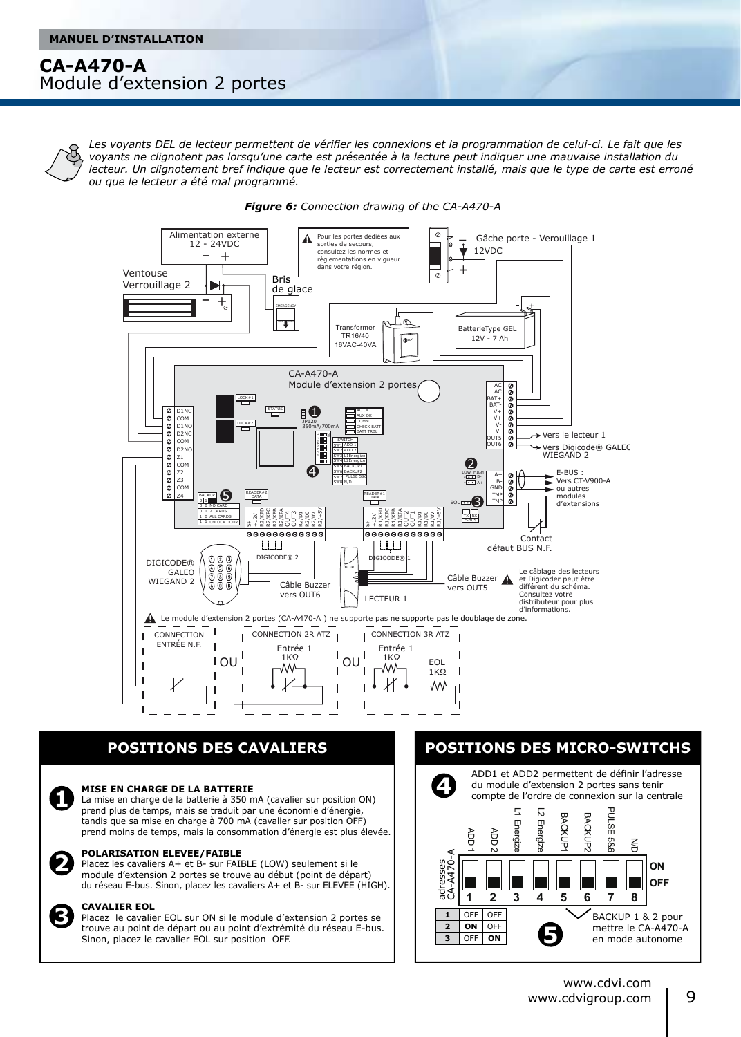# CA-A470-A
## Module d'extension 2 portes

*Les voyants DEL de lecteur permettent de vérifier les connexions et la programmation de celui-ci. Le fait que les voyants ne clignotent pas lorsqu'une carte est présentée à la lecture peut indiquer une mauvaise installation du lecteur. Un clignotement bref indique que le lecteur est correctement installé, mais que le type de carte est erroné ou que le lecteur a été mal programmé.*

***Figure 6:*** *Connection drawing of the CA-A470-A*

Le module d'extension 2 portes (CA-A470-A ) ne supporte pas ne supporte pas le doublage de zone.

## POSITIONS DES CAVALIERS

**1** **MISE EN CHARGE DE LA BATTERIE**
La mise en charge de la batterie à 350 mA (cavalier sur position ON) prend plus de temps, mais se traduit par une économie d'énergie, tandis que sa mise en charge à 700 mA (cavalier sur position OFF) prend moins de temps, mais la consommation d'énergie est plus élevée.

**2** **POLARISATION ELEVEE/FAIBLE**
Placez les cavaliers A+ et B- sur FAIBLE (LOW) seulement si le module d'extension 2 portes se trouve au début (point de départ) du réseau E-bus. Sinon, placez les cavaliers A+ et B- sur ELEVEE (HIGH).

**3** **CAVALIER EOL**
Placez le cavalier EOL sur ON si le module d'extension 2 portes se trouve au point de départ ou au point d'extrémité du réseau E-bus. Sinon, placez le cavalier EOL sur position OFF.

## POSITIONS DES MICRO-SWITCHS

**4** ADD1 et ADD2 permettent de définir l'adresse du module d'extension 2 portes sans tenir compte de l'ordre de connexion sur la centrale

| 1 | 2 | 3 | 4 | 5 | 6 | 7 | 8 |
|---|---|---|---|---|---|---|---|
| ADD 1 | ADD 2 | L1 Energize | L2 Energize | BACKUP1 | BACKUP2 | PULSE 5&6 | N/D |

| adresses CA-A470-A | 1 | 2 |
|---|---|---|
| 1 | OFF | OFF |
| 2 | ON | OFF |
| 3 | OFF | ON |

**5** BACKUP 1 & 2 pour mettre le CA-A470-A en mode autonome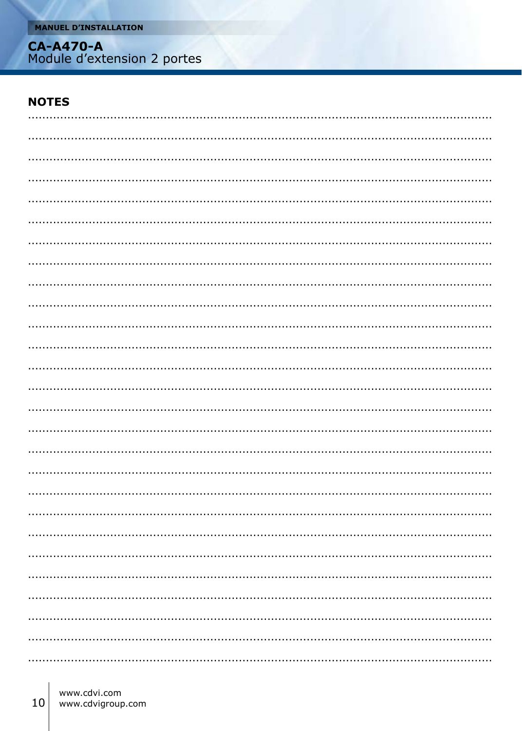## NOTES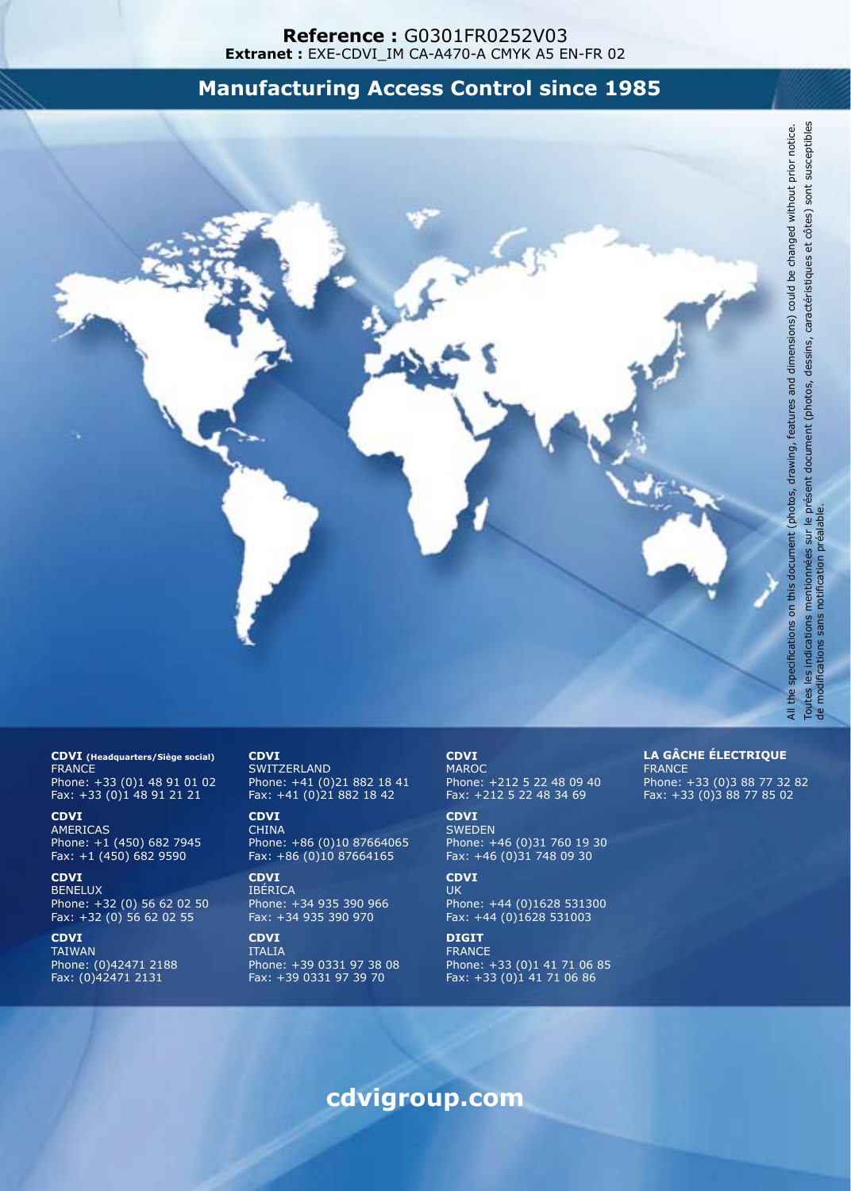**Reference :** G0301FR0252V03
**Extranet :** EXE-CDVI_IM CA-A470-A CMYK A5 EN-FR 02

## Manufacturing Access Control since 1985

All the specifications on this document (photos, drawing, features and dimensions) could be changed without prior notice.
Toutes les indications mentionnées sur le présent document (photos, dessins, caractéristiques et côtes) sont susceptibles de modifications sans notification préalable.

**CDVI** **(Headquarters/Siège social)**
FRANCE
Phone: +33 (0)1 48 91 01 02
Fax: +33 (0)1 48 91 21 21

**CDVI**
AMERICAS
Phone: +1 (450) 682 7945
Fax: +1 (450) 682 9590

**CDVI**
BENELUX
Phone: +32 (0) 56 62 02 50
Fax: +32 (0) 56 62 02 55

**CDVI**
TAIWAN
Phone: (0)42471 2188
Fax: (0)42471 2131

**CDVI**
SWITZERLAND
Phone: +41 (0)21 882 18 41
Fax: +41 (0)21 882 18 42

**CDVI**
CHINA
Phone: +86 (0)10 87664065
Fax: +86 (0)10 87664165

**CDVI**
IBÉRICA
Phone: +34 935 390 966
Fax: +34 935 390 970

**CDVI**
ITALIA
Phone: +39 0331 97 38 08
Fax: +39 0331 97 39 70

**CDVI**
MAROC
Phone: +212 5 22 48 09 40
Fax: +212 5 22 48 34 69

**CDVI**
SWEDEN
Phone: +46 (0)31 760 19 30
Fax: +46 (0)31 748 09 30

**CDVI**
UK
Phone: +44 (0)1628 531300
Fax: +44 (0)1628 531003

**DIGIT**
FRANCE
Phone: +33 (0)1 41 71 06 85
Fax: +33 (0)1 41 71 06 86

**LA GÂCHE ÉLECTRIQUE**
FRANCE
Phone: +33 (0)3 88 77 32 82
Fax: +33 (0)3 88 77 85 02

**cdvigroup.com**